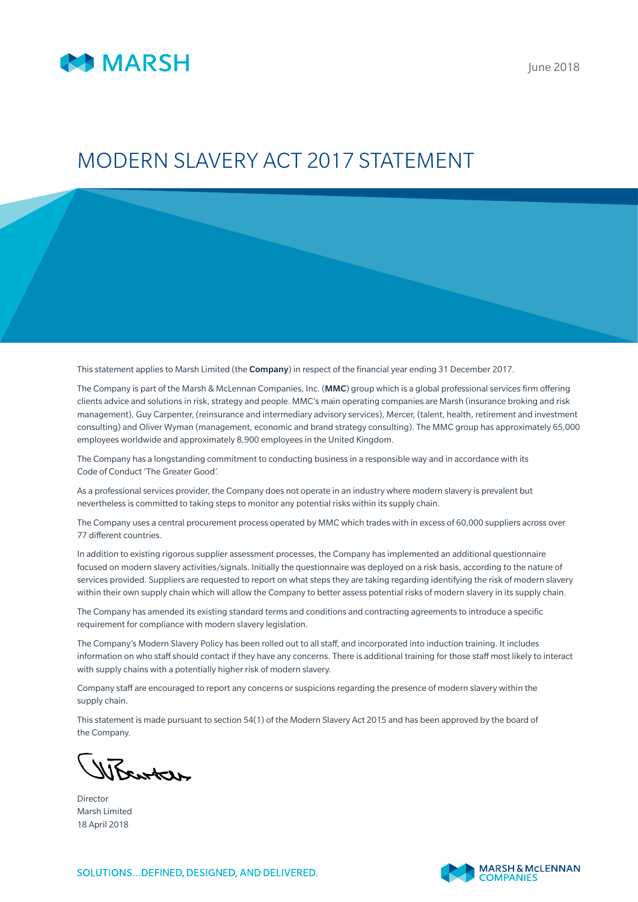MARSH

June 2018

# MODERN SLAVERY ACT 2017 STATEMENT

This statement applies to Marsh Limited (the **Company**) in respect of the financial year ending 31 December 2017.

The Company is part of the Marsh & McLennan Companies, Inc. (**MMC**) group which is a global professional services firm offering clients advice and solutions in risk, strategy and people. MMC's main operating companies are Marsh (insurance broking and risk management), Guy Carpenter, (reinsurance and intermediary advisory services), Mercer, (talent, health, retirement and investment consulting) and Oliver Wyman (management, economic and brand strategy consulting). The MMC group has approximately 65,000 employees worldwide and approximately 8,900 employees in the United Kingdom.

The Company has a longstanding commitment to conducting business in a responsible way and in accordance with its Code of Conduct 'The Greater Good'.

As a professional services provider, the Company does not operate in an industry where modern slavery is prevalent but nevertheless is committed to taking steps to monitor any potential risks within its supply chain.

The Company uses a central procurement process operated by MMC which trades with in excess of 60,000 suppliers across over 77 different countries.

In addition to existing rigorous supplier assessment processes, the Company has implemented an additional questionnaire focused on modern slavery activities/signals. Initially the questionnaire was deployed on a risk basis, according to the nature of services provided. Suppliers are requested to report on what steps they are taking regarding identifying the risk of modern slavery within their own supply chain which will allow the Company to better assess potential risks of modern slavery in its supply chain.

The Company has amended its existing standard terms and conditions and contracting agreements to introduce a specific requirement for compliance with modern slavery legislation.

The Company's Modern Slavery Policy has been rolled out to all staff, and incorporated into induction training. It includes information on who staff should contact if they have any concerns. There is additional training for those staff most likely to interact with supply chains with a potentially higher risk of modern slavery.

Company staff are encouraged to report any concerns or suspicions regarding the presence of modern slavery within the supply chain.

This statement is made pursuant to section 54(1) of the Modern Slavery Act 2015 and has been approved by the board of the Company.

Director
Marsh Limited
18 April 2018

SOLUTIONS...DEFINED, DESIGNED, AND DELIVERED.

MARSH & McLENNAN COMPANIES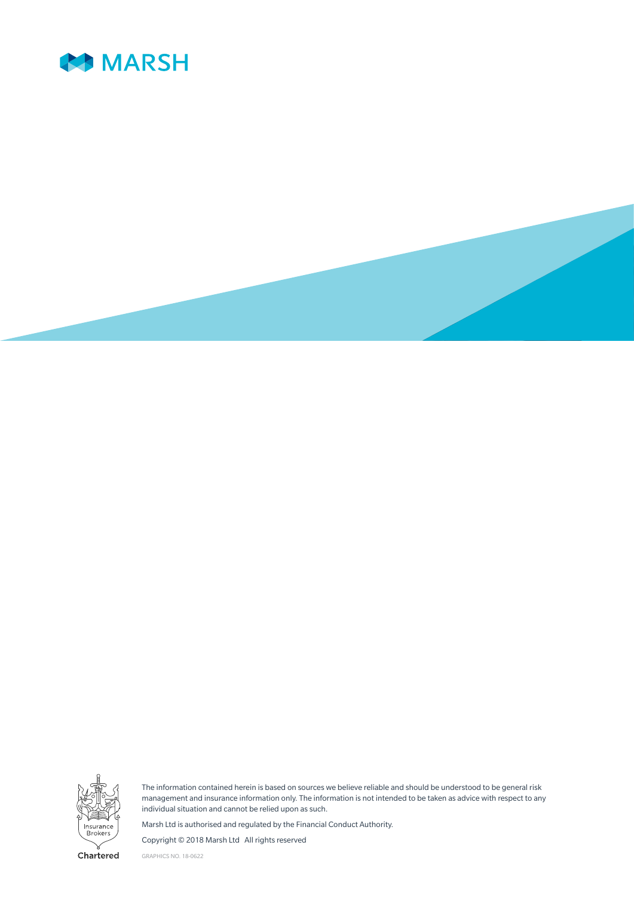MARSH

Insurance Brokers

Chartered

The information contained herein is based on sources we believe reliable and should be understood to be general risk management and insurance information only. The information is not intended to be taken as advice with respect to any individual situation and cannot be relied upon as such.

Marsh Ltd is authorised and regulated by the Financial Conduct Authority.

Copyright © 2018 Marsh Ltd All rights reserved

GRAPHICS NO. 18-0622